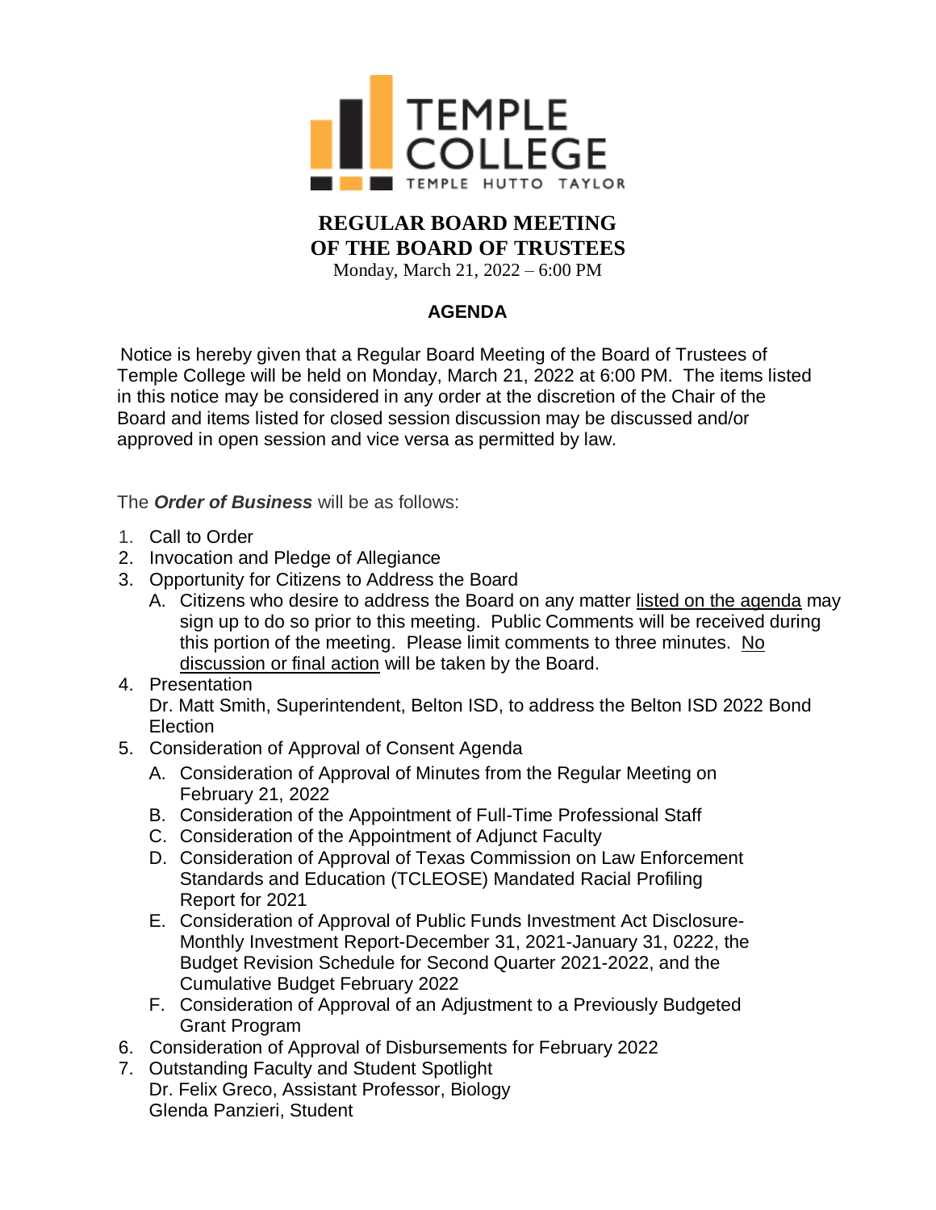TEMPLE COLLEGE
TEMPLE HUTTO TAYLOR

# REGULAR BOARD MEETING OF THE BOARD OF TRUSTEES

Monday, March 21, 2022 – 6:00 PM

## AGENDA

Notice is hereby given that a Regular Board Meeting of the Board of Trustees of Temple College will be held on Monday, March 21, 2022 at 6:00 PM. The items listed in this notice may be considered in any order at the discretion of the Chair of the Board and items listed for closed session discussion may be discussed and/or approved in open session and vice versa as permitted by law.

The ***Order of Business*** will be as follows:

1. Call to Order
2. Invocation and Pledge of Allegiance
3. Opportunity for Citizens to Address the Board
   A. Citizens who desire to address the Board on any matter listed on the agenda may sign up to do so prior to this meeting. Public Comments will be received during this portion of the meeting. Please limit comments to three minutes. No discussion or final action will be taken by the Board.
4. Presentation
   Dr. Matt Smith, Superintendent, Belton ISD, to address the Belton ISD 2022 Bond Election
5. Consideration of Approval of Consent Agenda
   A. Consideration of Approval of Minutes from the Regular Meeting on February 21, 2022
   B. Consideration of the Appointment of Full-Time Professional Staff
   C. Consideration of the Appointment of Adjunct Faculty
   D. Consideration of Approval of Texas Commission on Law Enforcement Standards and Education (TCLEOSE) Mandated Racial Profiling Report for 2021
   E. Consideration of Approval of Public Funds Investment Act Disclosure-Monthly Investment Report-December 31, 2021-January 31, 0222, the Budget Revision Schedule for Second Quarter 2021-2022, and the Cumulative Budget February 2022
   F. Consideration of Approval of an Adjustment to a Previously Budgeted Grant Program
6. Consideration of Approval of Disbursements for February 2022
7. Outstanding Faculty and Student Spotlight
   Dr. Felix Greco, Assistant Professor, Biology
   Glenda Panzieri, Student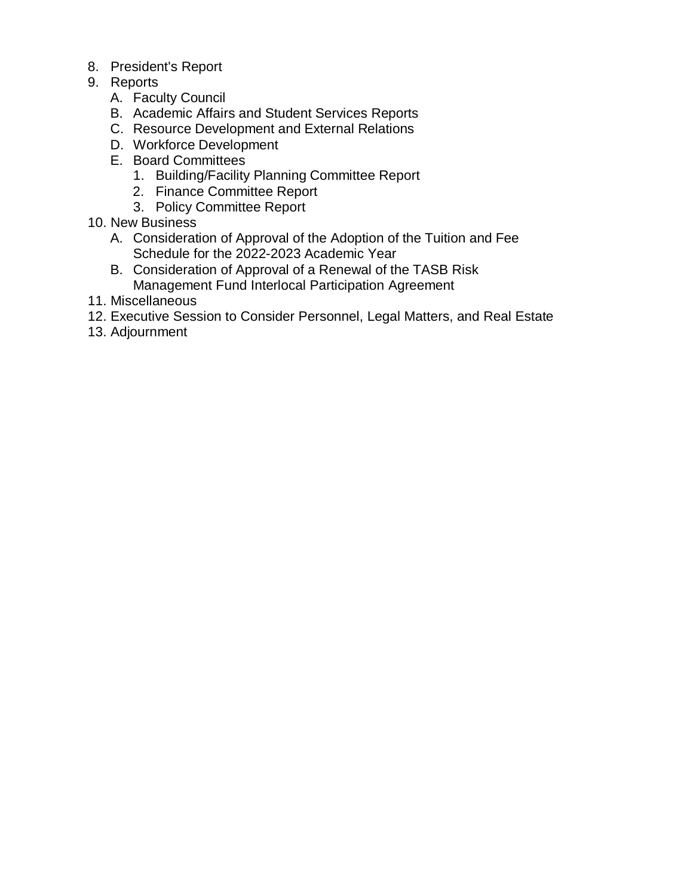8. President's Report
9. Reports
   A. Faculty Council
   B. Academic Affairs and Student Services Reports
   C. Resource Development and External Relations
   D. Workforce Development
   E. Board Committees
      1. Building/Facility Planning Committee Report
      2. Finance Committee Report
      3. Policy Committee Report
10. New Business
    A. Consideration of Approval of the Adoption of the Tuition and Fee Schedule for the 2022-2023 Academic Year
    B. Consideration of Approval of a Renewal of the TASB Risk Management Fund Interlocal Participation Agreement
11. Miscellaneous
12. Executive Session to Consider Personnel, Legal Matters, and Real Estate
13. Adjournment